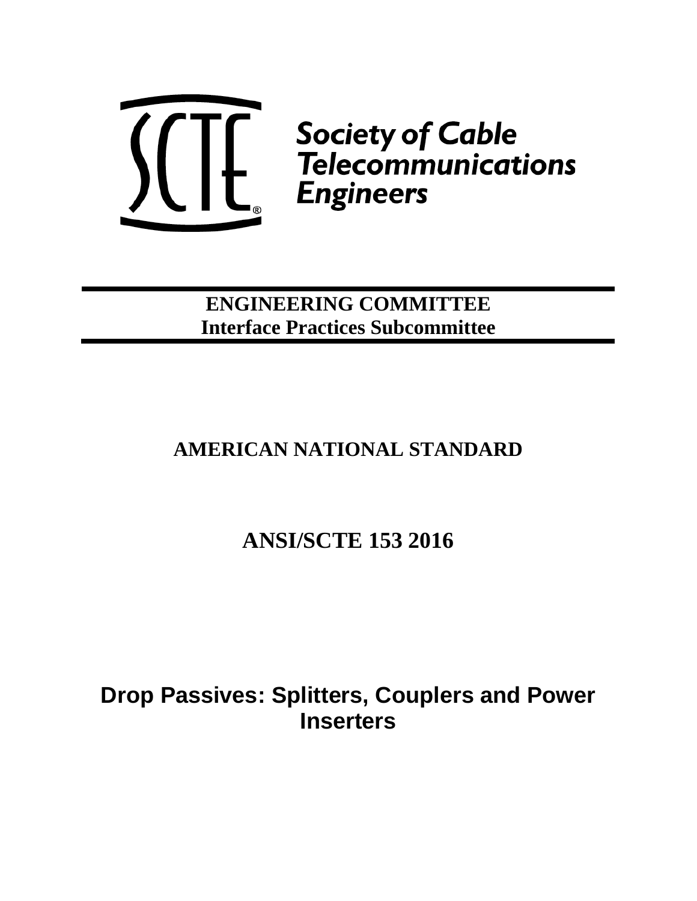SCTE® Society of Cable Telecommunications Engineers

**ENGINEERING COMMITTEE**
**Interface Practices Subcommittee**

# AMERICAN NATIONAL STANDARD

# ANSI/SCTE 153 2016

# Drop Passives: Splitters, Couplers and Power Inserters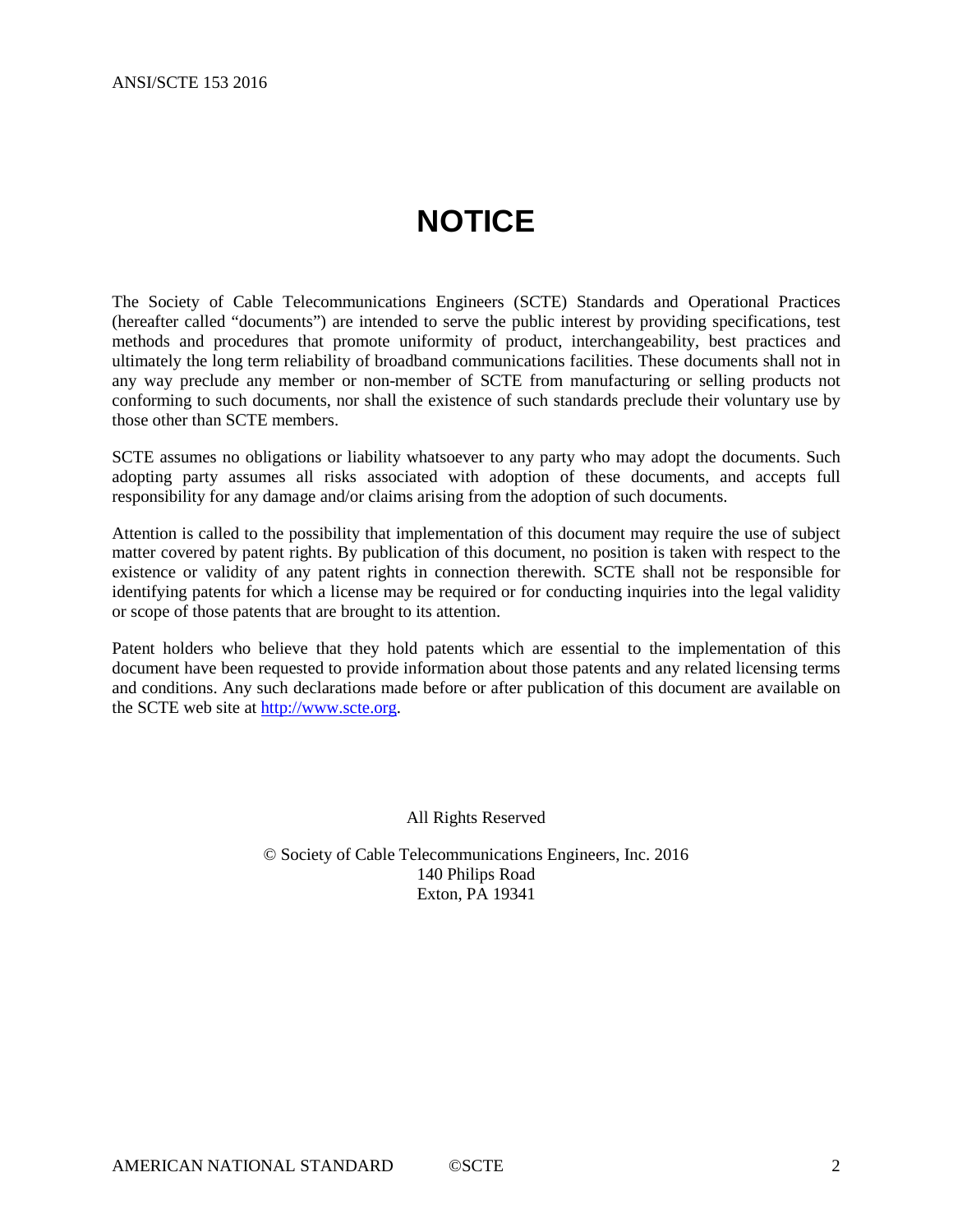# NOTICE

The Society of Cable Telecommunications Engineers (SCTE) Standards and Operational Practices (hereafter called "documents") are intended to serve the public interest by providing specifications, test methods and procedures that promote uniformity of product, interchangeability, best practices and ultimately the long term reliability of broadband communications facilities. These documents shall not in any way preclude any member or non-member of SCTE from manufacturing or selling products not conforming to such documents, nor shall the existence of such standards preclude their voluntary use by those other than SCTE members.

SCTE assumes no obligations or liability whatsoever to any party who may adopt the documents. Such adopting party assumes all risks associated with adoption of these documents, and accepts full responsibility for any damage and/or claims arising from the adoption of such documents.

Attention is called to the possibility that implementation of this document may require the use of subject matter covered by patent rights. By publication of this document, no position is taken with respect to the existence or validity of any patent rights in connection therewith. SCTE shall not be responsible for identifying patents for which a license may be required or for conducting inquiries into the legal validity or scope of those patents that are brought to its attention.

Patent holders who believe that they hold patents which are essential to the implementation of this document have been requested to provide information about those patents and any related licensing terms and conditions. Any such declarations made before or after publication of this document are available on the SCTE web site at http://www.scte.org.

All Rights Reserved

© Society of Cable Telecommunications Engineers, Inc. 2016
140 Philips Road
Exton, PA 19341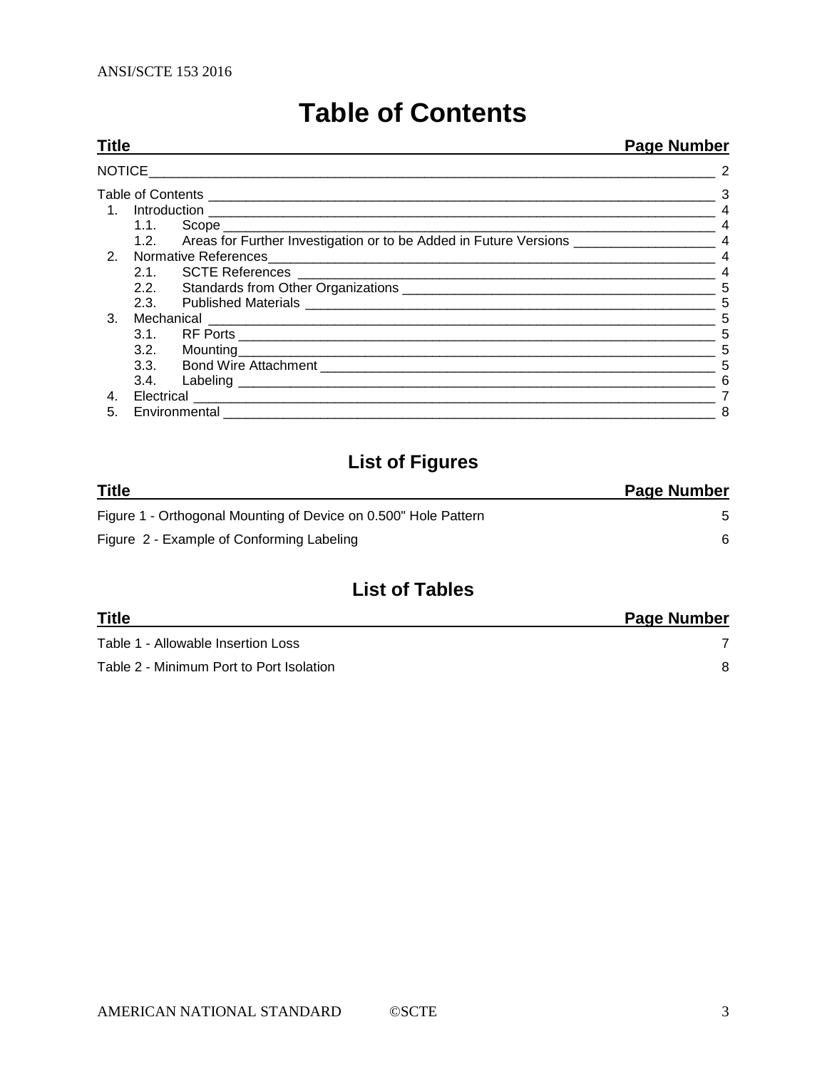# Table of Contents

| Title | Page Number |
|---|---|
| NOTICE | 2 |
| Table of Contents | 3 |
| 1. Introduction | 4 |
| 1.1. Scope | 4 |
| 1.2. Areas for Further Investigation or to be Added in Future Versions | 4 |
| 2. Normative References | 4 |
| 2.1. SCTE References | 4 |
| 2.2. Standards from Other Organizations | 5 |
| 2.3. Published Materials | 5 |
| 3. Mechanical | 5 |
| 3.1. RF Ports | 5 |
| 3.2. Mounting | 5 |
| 3.3. Bond Wire Attachment | 5 |
| 3.4. Labeling | 6 |
| 4. Electrical | 7 |
| 5. Environmental | 8 |

## List of Figures

| Title | Page Number |
|---|---|
| Figure 1 - Orthogonal Mounting of Device on 0.500" Hole Pattern | 5 |
| Figure 2 - Example of Conforming Labeling | 6 |

## List of Tables

| Title | Page Number |
|---|---|
| Table 1 - Allowable Insertion Loss | 7 |
| Table 2 - Minimum Port to Port Isolation | 8 |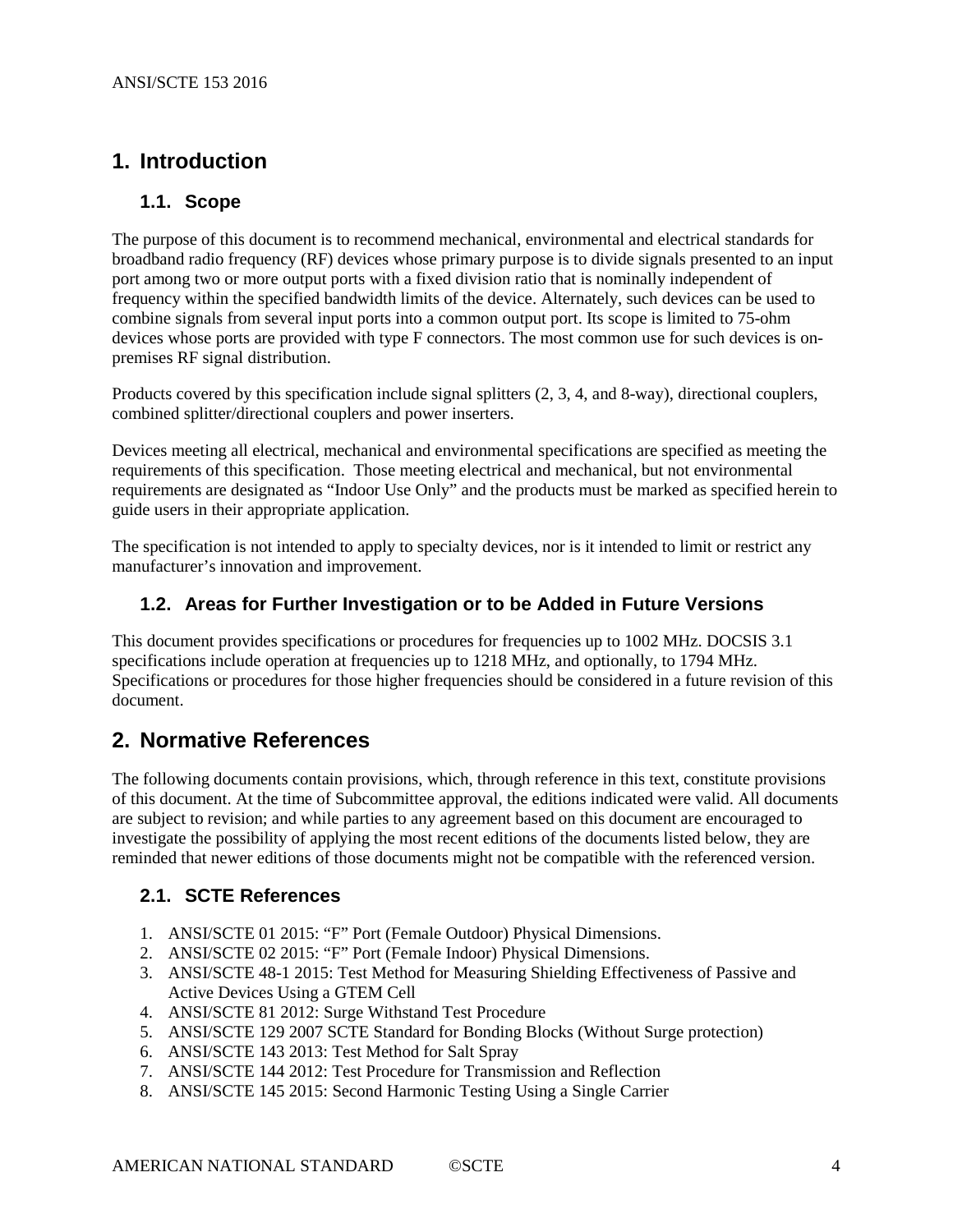# 1. Introduction

## 1.1. Scope

The purpose of this document is to recommend mechanical, environmental and electrical standards for broadband radio frequency (RF) devices whose primary purpose is to divide signals presented to an input port among two or more output ports with a fixed division ratio that is nominally independent of frequency within the specified bandwidth limits of the device. Alternately, such devices can be used to combine signals from several input ports into a common output port. Its scope is limited to 75-ohm devices whose ports are provided with type F connectors. The most common use for such devices is on-premises RF signal distribution.

Products covered by this specification include signal splitters (2, 3, 4, and 8-way), directional couplers, combined splitter/directional couplers and power inserters.

Devices meeting all electrical, mechanical and environmental specifications are specified as meeting the requirements of this specification. Those meeting electrical and mechanical, but not environmental requirements are designated as "Indoor Use Only" and the products must be marked as specified herein to guide users in their appropriate application.

The specification is not intended to apply to specialty devices, nor is it intended to limit or restrict any manufacturer's innovation and improvement.

## 1.2. Areas for Further Investigation or to be Added in Future Versions

This document provides specifications or procedures for frequencies up to 1002 MHz. DOCSIS 3.1 specifications include operation at frequencies up to 1218 MHz, and optionally, to 1794 MHz. Specifications or procedures for those higher frequencies should be considered in a future revision of this document.

# 2. Normative References

The following documents contain provisions, which, through reference in this text, constitute provisions of this document. At the time of Subcommittee approval, the editions indicated were valid. All documents are subject to revision; and while parties to any agreement based on this document are encouraged to investigate the possibility of applying the most recent editions of the documents listed below, they are reminded that newer editions of those documents might not be compatible with the referenced version.

## 2.1. SCTE References

1. ANSI/SCTE 01 2015: "F" Port (Female Outdoor) Physical Dimensions.
2. ANSI/SCTE 02 2015: "F" Port (Female Indoor) Physical Dimensions.
3. ANSI/SCTE 48-1 2015: Test Method for Measuring Shielding Effectiveness of Passive and Active Devices Using a GTEM Cell
4. ANSI/SCTE 81 2012: Surge Withstand Test Procedure
5. ANSI/SCTE 129 2007 SCTE Standard for Bonding Blocks (Without Surge protection)
6. ANSI/SCTE 143 2013: Test Method for Salt Spray
7. ANSI/SCTE 144 2012: Test Procedure for Transmission and Reflection
8. ANSI/SCTE 145 2015: Second Harmonic Testing Using a Single Carrier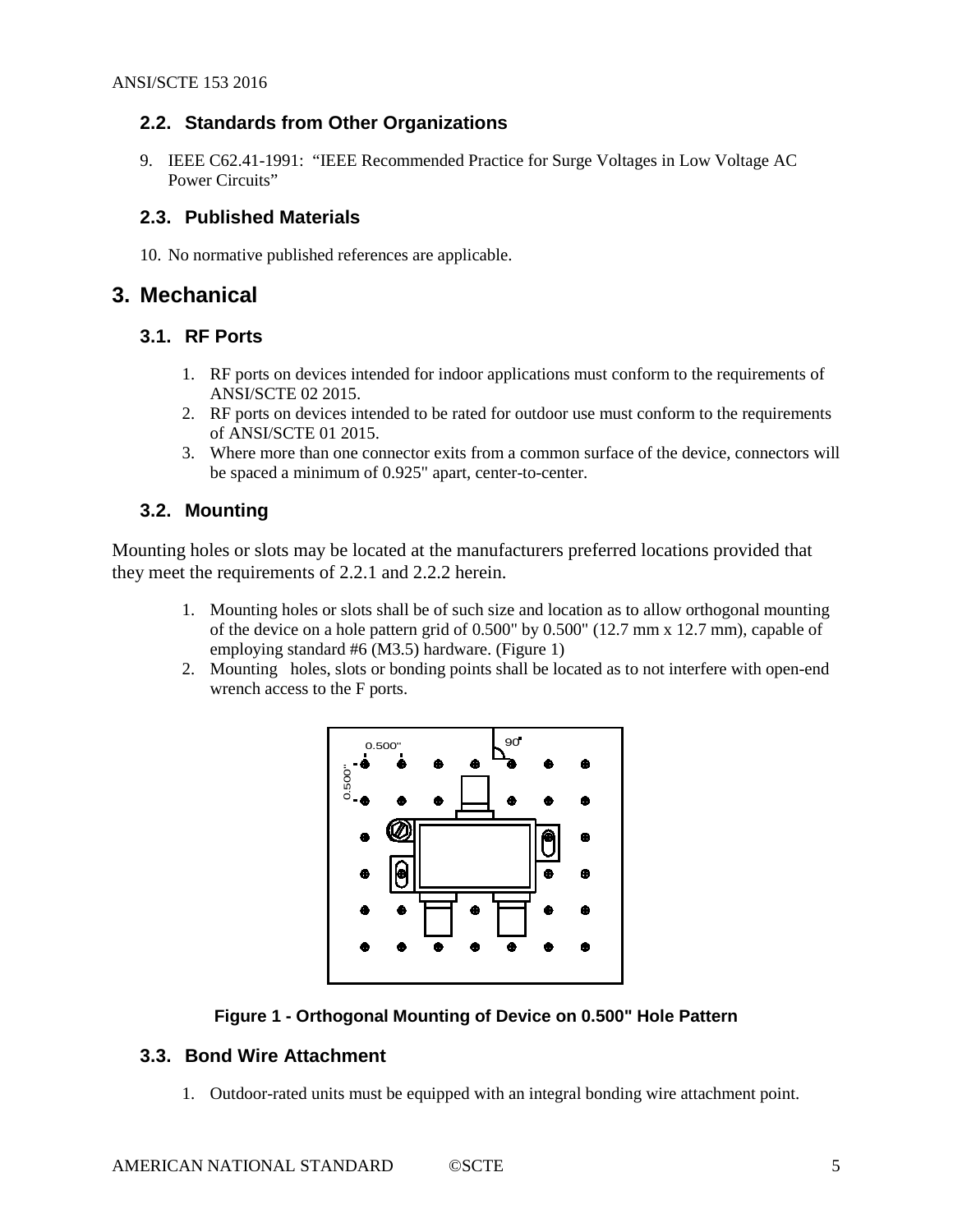### 2.2. Standards from Other Organizations

9. IEEE C62.41-1991: "IEEE Recommended Practice for Surge Voltages in Low Voltage AC Power Circuits"

### 2.3. Published Materials

10. No normative published references are applicable.

## 3. Mechanical

### 3.1. RF Ports

1. RF ports on devices intended for indoor applications must conform to the requirements of ANSI/SCTE 02 2015.
2. RF ports on devices intended to be rated for outdoor use must conform to the requirements of ANSI/SCTE 01 2015.
3. Where more than one connector exits from a common surface of the device, connectors will be spaced a minimum of 0.925" apart, center-to-center.

### 3.2. Mounting

Mounting holes or slots may be located at the manufacturers preferred locations provided that they meet the requirements of 2.2.1 and 2.2.2 herein.

1. Mounting holes or slots shall be of such size and location as to allow orthogonal mounting of the device on a hole pattern grid of 0.500" by 0.500" (12.7 mm x 12.7 mm), capable of employing standard #6 (M3.5) hardware. (Figure 1)
2. Mounting holes, slots or bonding points shall be located as to not interfere with open-end wrench access to the F ports.

**Figure 1 - Orthogonal Mounting of Device on 0.500" Hole Pattern**

### 3.3. Bond Wire Attachment

1. Outdoor-rated units must be equipped with an integral bonding wire attachment point.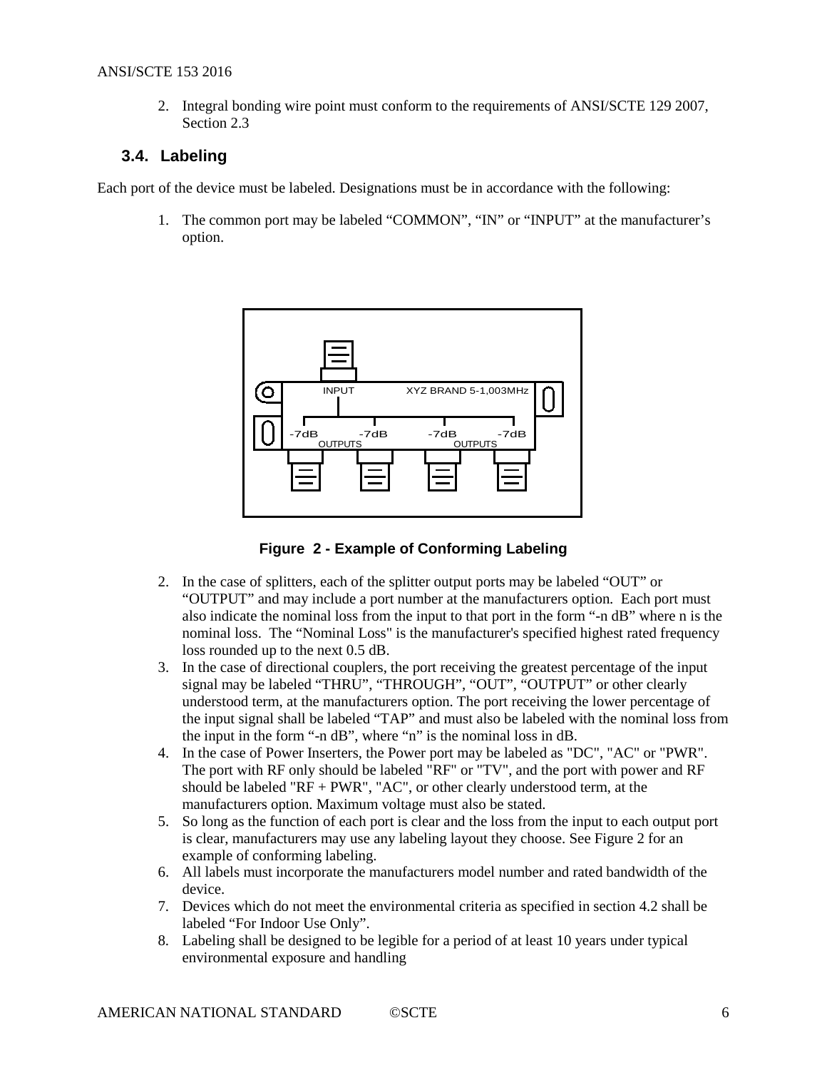2. Integral bonding wire point must conform to the requirements of ANSI/SCTE 129 2007, Section 2.3

### 3.4. Labeling

Each port of the device must be labeled. Designations must be in accordance with the following:

1. The common port may be labeled “COMMON”, “IN” or “INPUT” at the manufacturer’s option.

**Figure 2 - Example of Conforming Labeling**

2. In the case of splitters, each of the splitter output ports may be labeled “OUT” or “OUTPUT” and may include a port number at the manufacturers option. Each port must also indicate the nominal loss from the input to that port in the form “-n dB” where n is the nominal loss. The “Nominal Loss" is the manufacturer's specified highest rated frequency loss rounded up to the next 0.5 dB.
3. In the case of directional couplers, the port receiving the greatest percentage of the input signal may be labeled “THRU”, “THROUGH”, “OUT”, “OUTPUT” or other clearly understood term, at the manufacturers option. The port receiving the lower percentage of the input signal shall be labeled “TAP” and must also be labeled with the nominal loss from the input in the form “-n dB”, where “n” is the nominal loss in dB.
4. In the case of Power Inserters, the Power port may be labeled as "DC", "AC" or "PWR". The port with RF only should be labeled "RF" or "TV", and the port with power and RF should be labeled "RF + PWR", "AC", or other clearly understood term, at the manufacturers option. Maximum voltage must also be stated.
5. So long as the function of each port is clear and the loss from the input to each output port is clear, manufacturers may use any labeling layout they choose. See Figure 2 for an example of conforming labeling.
6. All labels must incorporate the manufacturers model number and rated bandwidth of the device.
7. Devices which do not meet the environmental criteria as specified in section 4.2 shall be labeled “For Indoor Use Only”.
8. Labeling shall be designed to be legible for a period of at least 10 years under typical environmental exposure and handling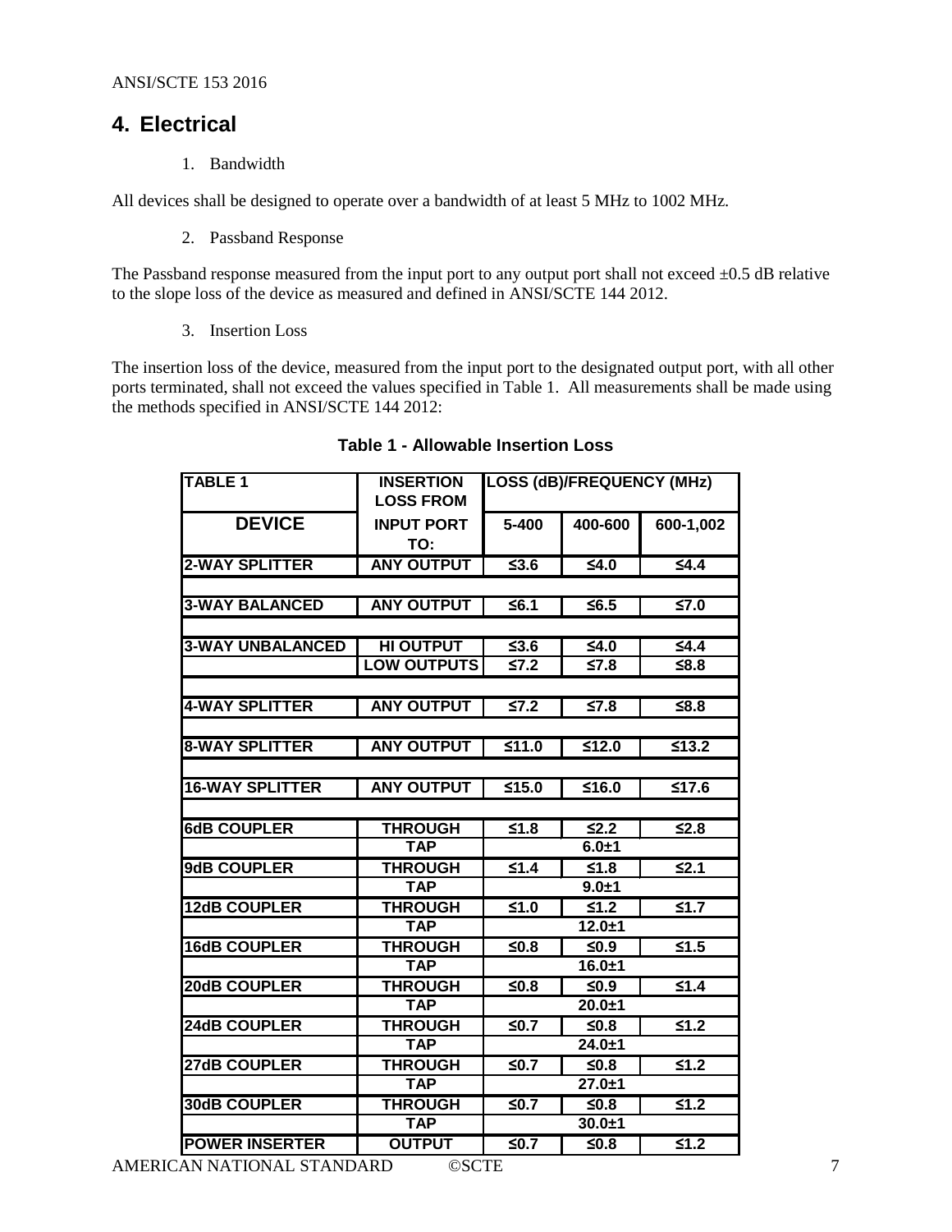## 4. Electrical

1. Bandwidth

All devices shall be designed to operate over a bandwidth of at least 5 MHz to 1002 MHz.

2. Passband Response

The Passband response measured from the input port to any output port shall not exceed ±0.5 dB relative to the slope loss of the device as measured and defined in ANSI/SCTE 144 2012.

3. Insertion Loss

The insertion loss of the device, measured from the input port to the designated output port, with all other ports terminated, shall not exceed the values specified in Table 1. All measurements shall be made using the methods specified in ANSI/SCTE 144 2012:

**Table 1 - Allowable Insertion Loss**

| TABLE 1 | INSERTION LOSS FROM | LOSS (dB)/FREQUENCY (MHz) | | |
|---|---|---|---|---|
| **DEVICE** | **INPUT PORT TO:** | **5-400** | **400-600** | **600-1,002** |
| 2-WAY SPLITTER | ANY OUTPUT | ≤3.6 | ≤4.0 | ≤4.4 |
| | | | | |
| 3-WAY BALANCED | ANY OUTPUT | ≤6.1 | ≤6.5 | ≤7.0 |
| | | | | |
| 3-WAY UNBALANCED | HI OUTPUT | ≤3.6 | ≤4.0 | ≤4.4 |
| | LOW OUTPUTS | ≤7.2 | ≤7.8 | ≤8.8 |
| | | | | |
| 4-WAY SPLITTER | ANY OUTPUT | ≤7.2 | ≤7.8 | ≤8.8 |
| | | | | |
| 8-WAY SPLITTER | ANY OUTPUT | ≤11.0 | ≤12.0 | ≤13.2 |
| | | | | |
| 16-WAY SPLITTER | ANY OUTPUT | ≤15.0 | ≤16.0 | ≤17.6 |
| | | | | |
| 6dB COUPLER | THROUGH | ≤1.8 | ≤2.2 | ≤2.8 |
| | TAP | 6.0±1 | | |
| 9dB COUPLER | THROUGH | ≤1.4 | ≤1.8 | ≤2.1 |
| | TAP | 9.0±1 | | |
| 12dB COUPLER | THROUGH | ≤1.0 | ≤1.2 | ≤1.7 |
| | TAP | 12.0±1 | | |
| 16dB COUPLER | THROUGH | ≤0.8 | ≤0.9 | ≤1.5 |
| | TAP | 16.0±1 | | |
| 20dB COUPLER | THROUGH | ≤0.8 | ≤0.9 | ≤1.4 |
| | TAP | 20.0±1 | | |
| 24dB COUPLER | THROUGH | ≤0.7 | ≤0.8 | ≤1.2 |
| | TAP | 24.0±1 | | |
| 27dB COUPLER | THROUGH | ≤0.7 | ≤0.8 | ≤1.2 |
| | TAP | 27.0±1 | | |
| 30dB COUPLER | THROUGH | ≤0.7 | ≤0.8 | ≤1.2 |
| | TAP | 30.0±1 | | |
| POWER INSERTER | OUTPUT | ≤0.7 | ≤0.8 | ≤1.2 |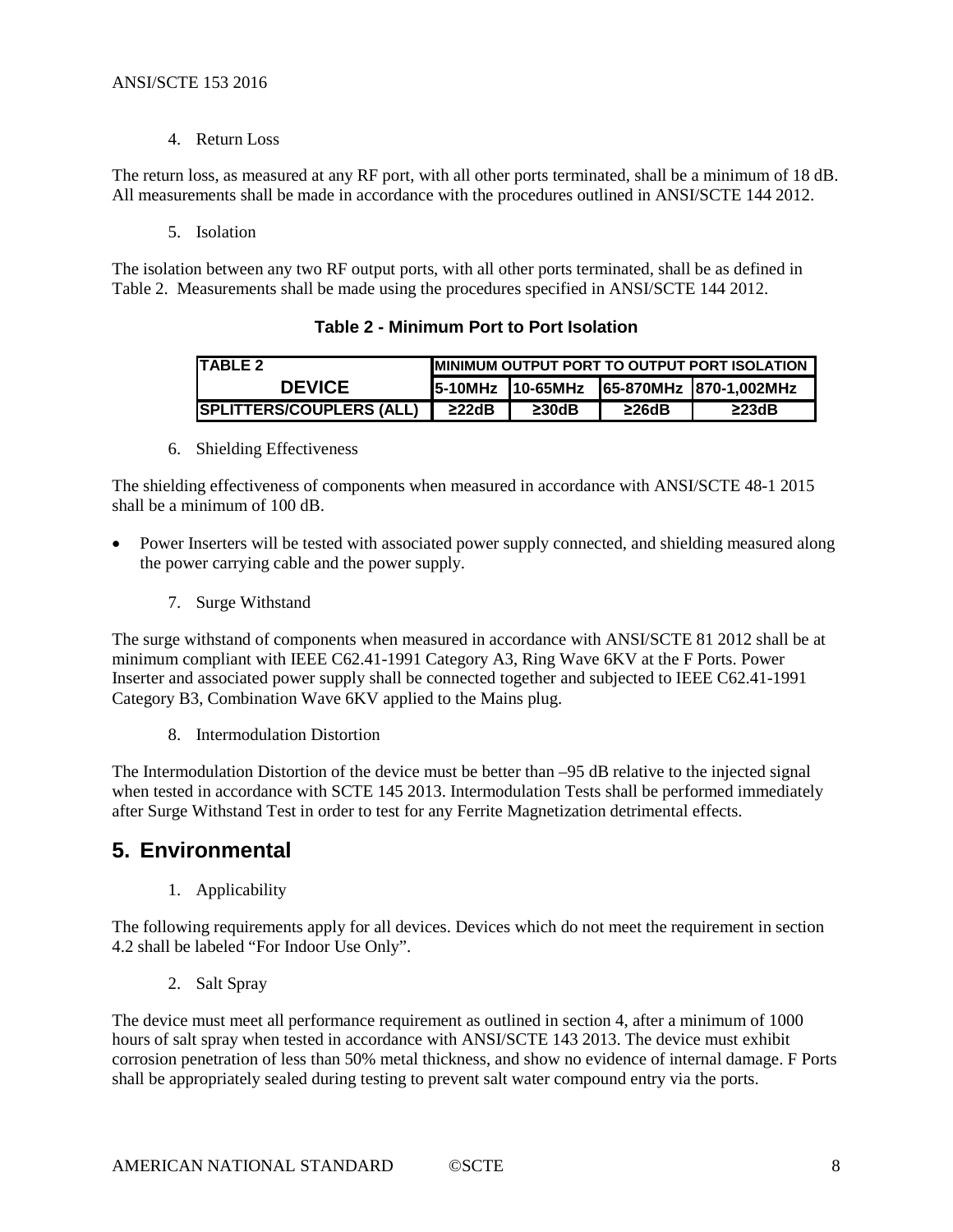4. Return Loss

The return loss, as measured at any RF port, with all other ports terminated, shall be a minimum of 18 dB. All measurements shall be made in accordance with the procedures outlined in ANSI/SCTE 144 2012.

5. Isolation

The isolation between any two RF output ports, with all other ports terminated, shall be as defined in Table 2. Measurements shall be made using the procedures specified in ANSI/SCTE 144 2012.

**Table 2 - Minimum Port to Port Isolation**

| TABLE 2 | MINIMUM OUTPUT PORT TO OUTPUT PORT ISOLATION | | | |
|---|---|---|---|---|
| **DEVICE** | 5-10MHz | 10-65MHz | 65-870MHz | 870-1,002MHz |
| SPLITTERS/COUPLERS (ALL) | ≥22dB | ≥30dB | ≥26dB | ≥23dB |

6. Shielding Effectiveness

The shielding effectiveness of components when measured in accordance with ANSI/SCTE 48-1 2015 shall be a minimum of 100 dB.

- Power Inserters will be tested with associated power supply connected, and shielding measured along the power carrying cable and the power supply.

7. Surge Withstand

The surge withstand of components when measured in accordance with ANSI/SCTE 81 2012 shall be at minimum compliant with IEEE C62.41-1991 Category A3, Ring Wave 6KV at the F Ports. Power Inserter and associated power supply shall be connected together and subjected to IEEE C62.41-1991 Category B3, Combination Wave 6KV applied to the Mains plug.

8. Intermodulation Distortion

The Intermodulation Distortion of the device must be better than –95 dB relative to the injected signal when tested in accordance with SCTE 145 2013. Intermodulation Tests shall be performed immediately after Surge Withstand Test in order to test for any Ferrite Magnetization detrimental effects.

## 5. Environmental

1. Applicability

The following requirements apply for all devices. Devices which do not meet the requirement in section 4.2 shall be labeled "For Indoor Use Only".

2. Salt Spray

The device must meet all performance requirement as outlined in section 4, after a minimum of 1000 hours of salt spray when tested in accordance with ANSI/SCTE 143 2013. The device must exhibit corrosion penetration of less than 50% metal thickness, and show no evidence of internal damage. F Ports shall be appropriately sealed during testing to prevent salt water compound entry via the ports.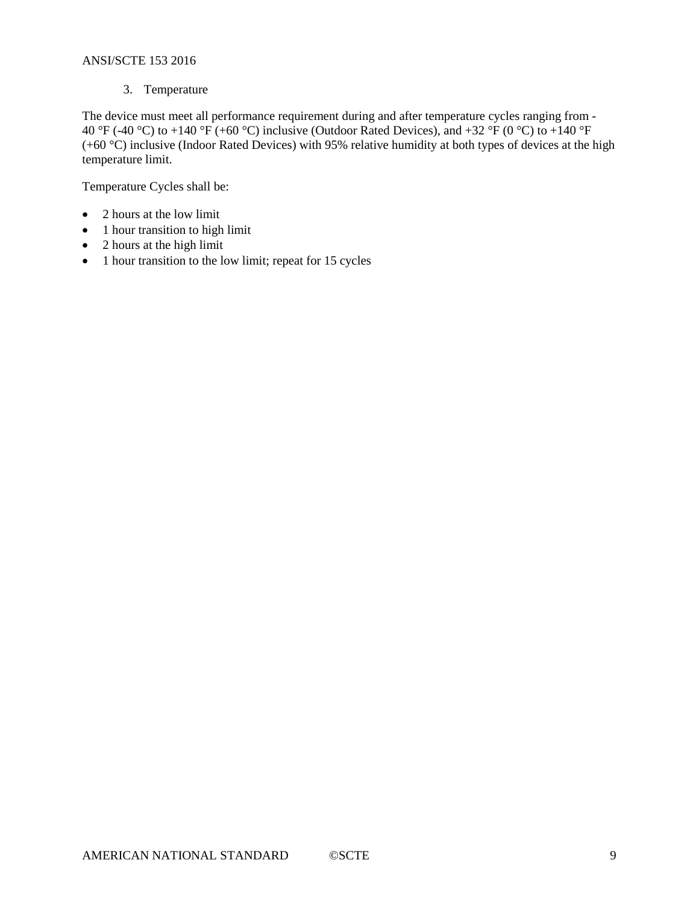3. Temperature

The device must meet all performance requirement during and after temperature cycles ranging from -40 °F (-40 °C) to +140 °F (+60 °C) inclusive (Outdoor Rated Devices), and +32 °F (0 °C) to +140 °F (+60 °C) inclusive (Indoor Rated Devices) with 95% relative humidity at both types of devices at the high temperature limit.

Temperature Cycles shall be:

- 2 hours at the low limit
- 1 hour transition to high limit
- 2 hours at the high limit
- 1 hour transition to the low limit; repeat for 15 cycles